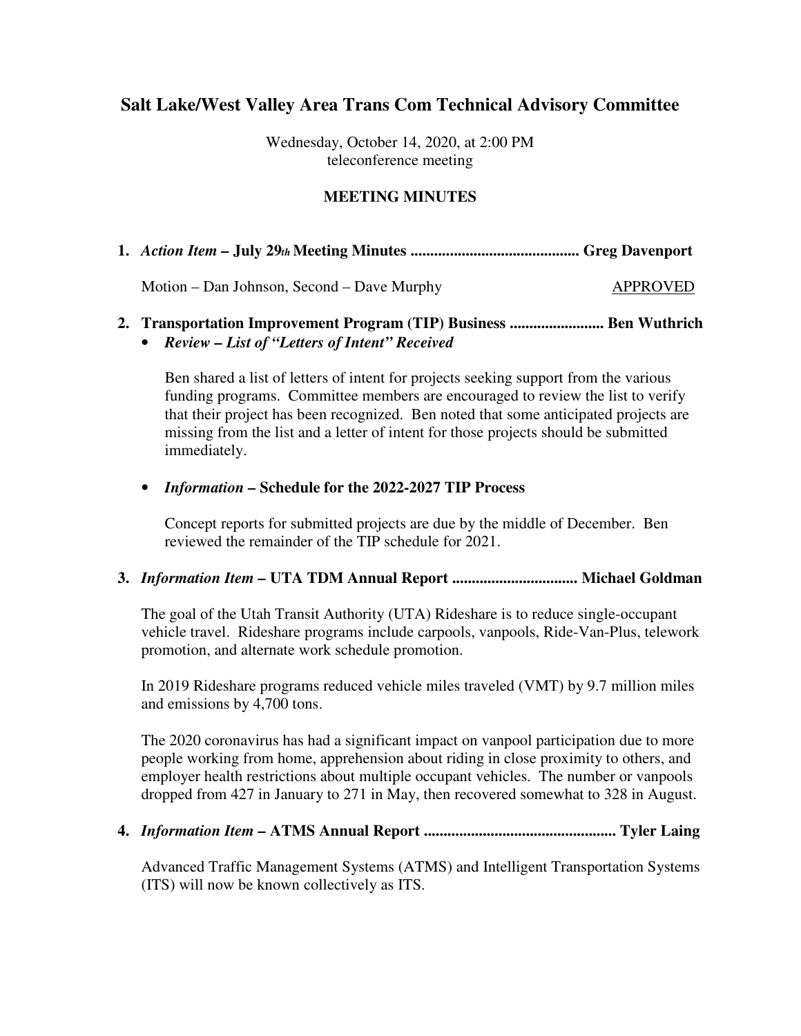# Salt Lake/West Valley Area Trans Com Technical Advisory Committee

Wednesday, October 14, 2020, at 2:00 PM
teleconference meeting

## MEETING MINUTES

**1.** ***Action Item* – July 29th Meeting Minutes .......................................... Greg Davenport**

Motion – Dan Johnson, Second – Dave Murphy APPROVED

**2. Transportation Improvement Program (TIP) Business ........................ Ben Wuthrich**

- ***Review – List of "Letters of Intent" Received***

  Ben shared a list of letters of intent for projects seeking support from the various funding programs. Committee members are encouraged to review the list to verify that their project has been recognized. Ben noted that some anticipated projects are missing from the list and a letter of intent for those projects should be submitted immediately.

- ***Information* – Schedule for the 2022-2027 TIP Process**

  Concept reports for submitted projects are due by the middle of December. Ben reviewed the remainder of the TIP schedule for 2021.

**3.** ***Information Item* – UTA TDM Annual Report ................................ Michael Goldman**

The goal of the Utah Transit Authority (UTA) Rideshare is to reduce single-occupant vehicle travel. Rideshare programs include carpools, vanpools, Ride-Van-Plus, telework promotion, and alternate work schedule promotion.

In 2019 Rideshare programs reduced vehicle miles traveled (VMT) by 9.7 million miles and emissions by 4,700 tons.

The 2020 coronavirus has had a significant impact on vanpool participation due to more people working from home, apprehension about riding in close proximity to others, and employer health restrictions about multiple occupant vehicles. The number or vanpools dropped from 427 in January to 271 in May, then recovered somewhat to 328 in August.

**4.** ***Information Item* – ATMS Annual Report ................................................ Tyler Laing**

Advanced Traffic Management Systems (ATMS) and Intelligent Transportation Systems (ITS) will now be known collectively as ITS.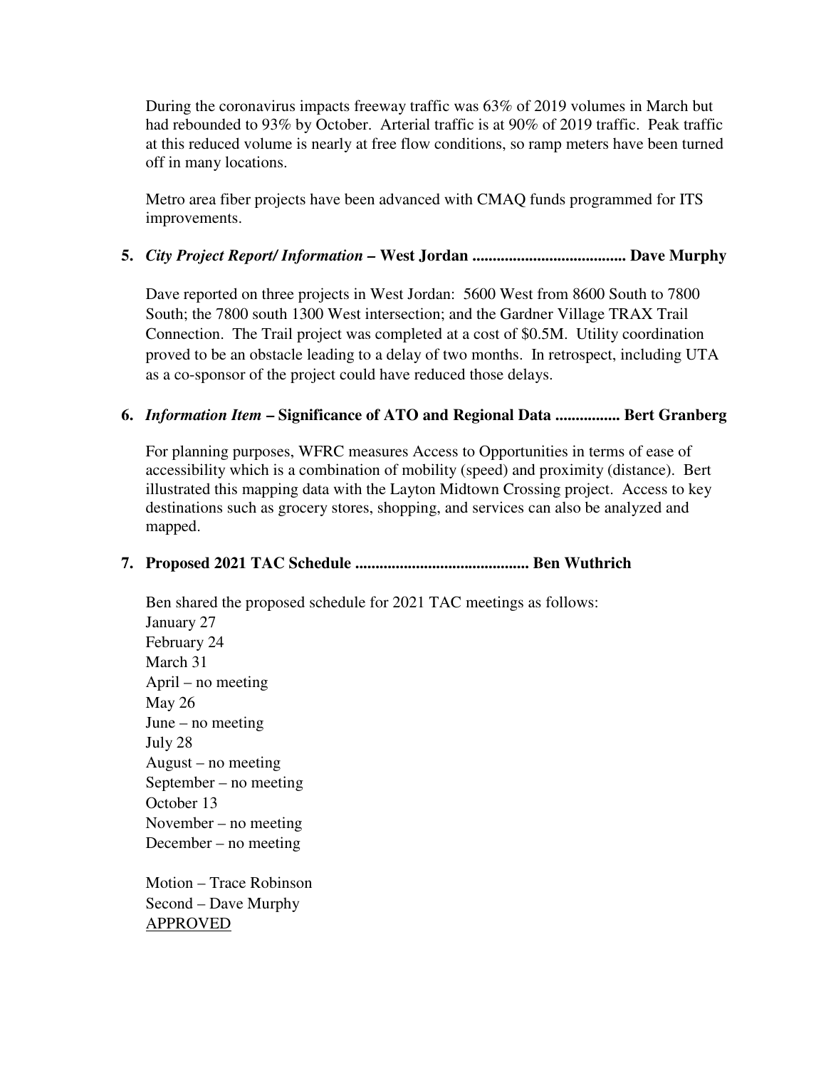During the coronavirus impacts freeway traffic was 63% of 2019 volumes in March but had rebounded to 93% by October. Arterial traffic is at 90% of 2019 traffic. Peak traffic at this reduced volume is nearly at free flow conditions, so ramp meters have been turned off in many locations.

Metro area fiber projects have been advanced with CMAQ funds programmed for ITS improvements.

**5.** ***City Project Report/ Information*** **– West Jordan ...................................... Dave Murphy**

Dave reported on three projects in West Jordan: 5600 West from 8600 South to 7800 South; the 7800 south 1300 West intersection; and the Gardner Village TRAX Trail Connection. The Trail project was completed at a cost of $0.5M. Utility coordination proved to be an obstacle leading to a delay of two months. In retrospect, including UTA as a co-sponsor of the project could have reduced those delays.

**6.** ***Information Item*** **– Significance of ATO and Regional Data ................ Bert Granberg**

For planning purposes, WFRC measures Access to Opportunities in terms of ease of accessibility which is a combination of mobility (speed) and proximity (distance). Bert illustrated this mapping data with the Layton Midtown Crossing project. Access to key destinations such as grocery stores, shopping, and services can also be analyzed and mapped.

**7. Proposed 2021 TAC Schedule ........................................... Ben Wuthrich**

Ben shared the proposed schedule for 2021 TAC meetings as follows:
January 27
February 24
March 31
April – no meeting
May 26
June – no meeting
July 28
August – no meeting
September – no meeting
October 13
November – no meeting
December – no meeting

Motion – Trace Robinson
Second – Dave Murphy
APPROVED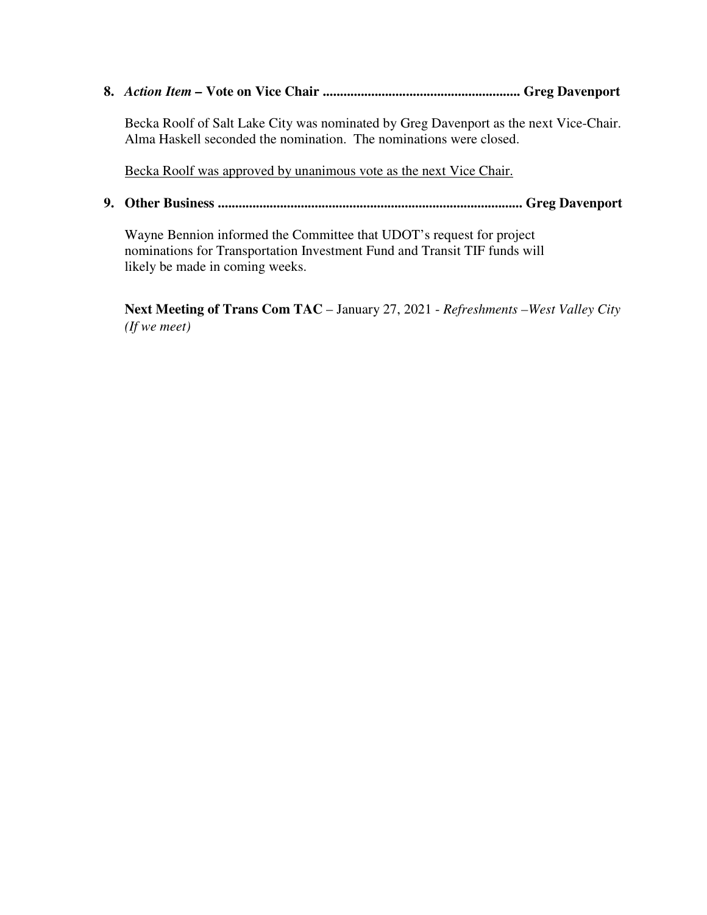**8.** ***Action Item*** **– Vote on Vice Chair ........................................................ Greg Davenport**

Becka Roolf of Salt Lake City was nominated by Greg Davenport as the next Vice-Chair. Alma Haskell seconded the nomination. The nominations were closed.

<u>Becka Roolf was approved by unanimous vote as the next Vice Chair.</u>

**9. Other Business ....................................................................................... Greg Davenport**

Wayne Bennion informed the Committee that UDOT's request for project nominations for Transportation Investment Fund and Transit TIF funds will likely be made in coming weeks.

**Next Meeting of Trans Com TAC** – January 27, 2021 - *Refreshments –West Valley City (If we meet)*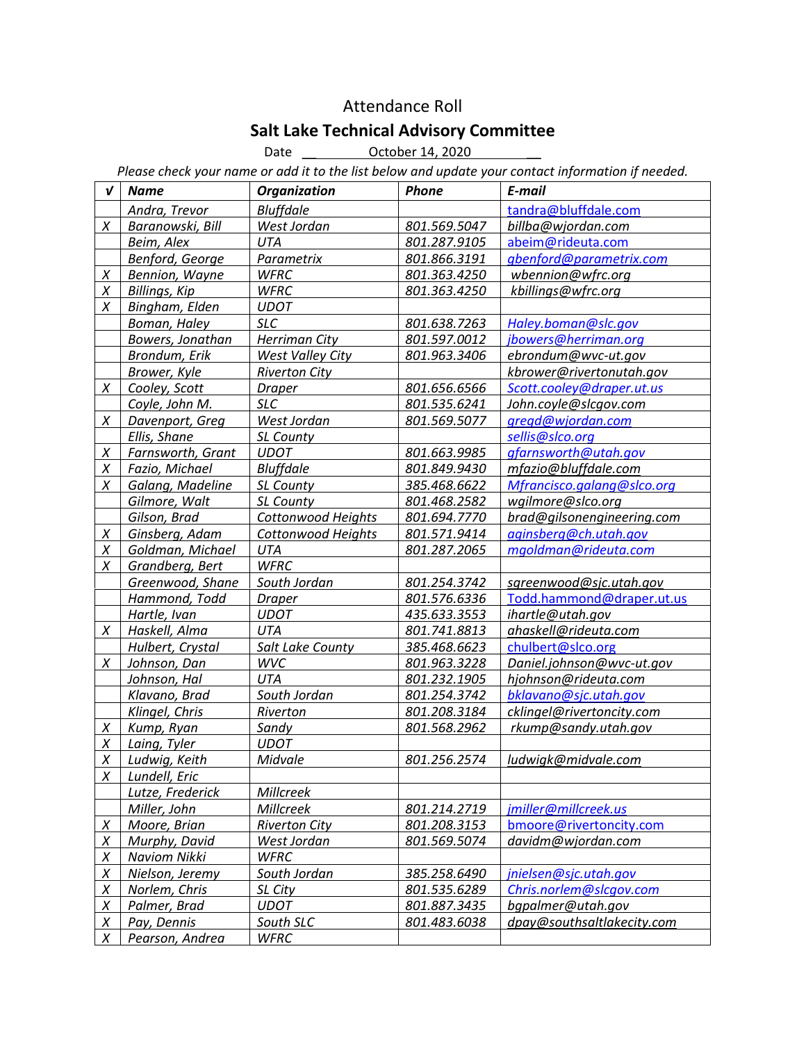# Attendance Roll

## Salt Lake Technical Advisory Committee

Date __ October 14, 2020 __

*Please check your name or add it to the list below and update your contact information if needed.*

| √ | Name | Organization | Phone | E-mail |
|---|---|---|---|---|
| | Andra, Trevor | Bluffdale | | tandra@bluffdale.com |
| X | Baranowski, Bill | West Jordan | 801.569.5047 | billba@wjordan.com |
| | Beim, Alex | UTA | 801.287.9105 | abeim@rideuta.com |
| | Benford, George | Parametrix | 801.866.3191 | gbenford@parametrix.com |
| X | Bennion, Wayne | WFRC | 801.363.4250 | wbennion@wfrc.org |
| X | Billings, Kip | WFRC | 801.363.4250 | kbillings@wfrc.org |
| X | Bingham, Elden | UDOT | | |
| | Boman, Haley | SLC | 801.638.7263 | Haley.boman@slc.gov |
| | Bowers, Jonathan | Herriman City | 801.597.0012 | jbowers@herriman.org |
| | Brondum, Erik | West Valley City | 801.963.3406 | ebrondum@wvc-ut.gov |
| | Brower, Kyle | Riverton City | | kbrower@rivertonutah.gov |
| X | Cooley, Scott | Draper | 801.656.6566 | Scott.cooley@draper.ut.us |
| | Coyle, John M. | SLC | 801.535.6241 | John.coyle@slcgov.com |
| X | Davenport, Greg | West Jordan | 801.569.5077 | gregd@wjordan.com |
| | Ellis, Shane | SL County | | sellis@slco.org |
| X | Farnsworth, Grant | UDOT | 801.663.9985 | gfarnsworth@utah.gov |
| X | Fazio, Michael | Bluffdale | 801.849.9430 | mfazio@bluffdale.com |
| X | Galang, Madeline | SL County | 385.468.6622 | Mfrancisco.galang@slco.org |
| | Gilmore, Walt | SL County | 801.468.2582 | wgilmore@slco.org |
| | Gilson, Brad | Cottonwood Heights | 801.694.7770 | brad@gilsonengineering.com |
| X | Ginsberg, Adam | Cottonwood Heights | 801.571.9414 | aginsberg@ch.utah.gov |
| X | Goldman, Michael | UTA | 801.287.2065 | mgoldman@rideuta.com |
| X | Grandberg, Bert | WFRC | | |
| | Greenwood, Shane | South Jordan | 801.254.3742 | sgreenwood@sjc.utah.gov |
| | Hammond, Todd | Draper | 801.576.6336 | Todd.hammond@draper.ut.us |
| | Hartle, Ivan | UDOT | 435.633.3553 | ihartle@utah.gov |
| X | Haskell, Alma | UTA | 801.741.8813 | ahaskell@rideuta.com |
| | Hulbert, Crystal | Salt Lake County | 385.468.6623 | chulbert@slco.org |
| X | Johnson, Dan | WVC | 801.963.3228 | Daniel.johnson@wvc-ut.gov |
| | Johnson, Hal | UTA | 801.232.1905 | hjohnson@rideuta.com |
| | Klavano, Brad | South Jordan | 801.254.3742 | bklavano@sjc.utah.gov |
| | Klingel, Chris | Riverton | 801.208.3184 | cklingel@rivertoncity.com |
| X | Kump, Ryan | Sandy | 801.568.2962 | rkump@sandy.utah.gov |
| X | Laing, Tyler | UDOT | | |
| X | Ludwig, Keith | Midvale | 801.256.2574 | ludwigk@midvale.com |
| X | Lundell, Eric | | | |
| | Lutze, Frederick | Millcreek | | |
| | Miller, John | Millcreek | 801.214.2719 | jmiller@millcreek.us |
| X | Moore, Brian | Riverton City | 801.208.3153 | bmoore@rivertoncity.com |
| X | Murphy, David | West Jordan | 801.569.5074 | davidm@wjordan.com |
| X | Naviom Nikki | WFRC | | |
| X | Nielson, Jeremy | South Jordan | 385.258.6490 | jnielsen@sjc.utah.gov |
| X | Norlem, Chris | SL City | 801.535.6289 | Chris.norlem@slcgov.com |
| X | Palmer, Brad | UDOT | 801.887.3435 | bgpalmer@utah.gov |
| X | Pay, Dennis | South SLC | 801.483.6038 | dpay@southsaltlakecity.com |
| X | Pearson, Andrea | WFRC | | |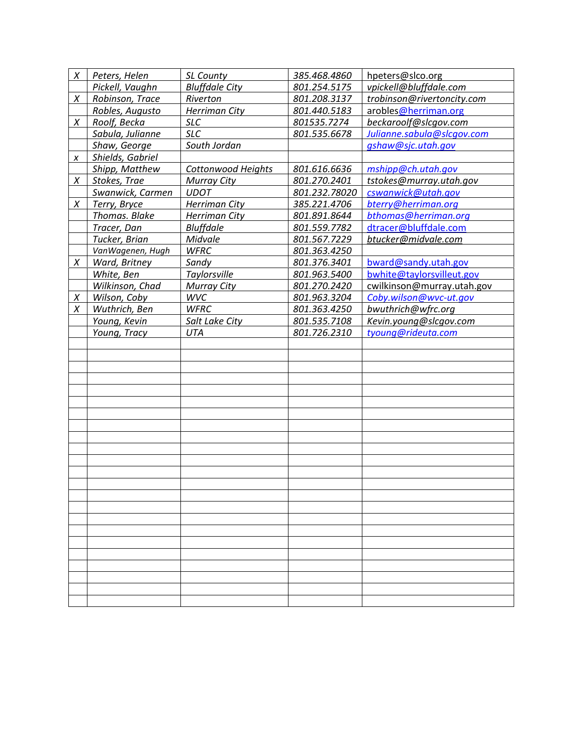| | | | | |
|---|---|---|---|---|
| X | Peters, Helen | SL County | 385.468.4860 | hpeters@slco.org |
| | Pickell, Vaughn | Bluffdale City | 801.254.5175 | vpickell@bluffdale.com |
| X | Robinson, Trace | Riverton | 801.208.3137 | trobinson@rivertoncity.com |
| | Robles, Augusto | Herriman City | 801.440.5183 | arobles@herriman.org |
| X | Roolf, Becka | SLC | 801535.7274 | beckaroolf@slcgov.com |
| | Sabula, Julianne | SLC | 801.535.6678 | Julianne.sabula@slcgov.com |
| | Shaw, George | South Jordan | | gshaw@sjc.utah.gov |
| x | Shields, Gabriel | | | |
| | Shipp, Matthew | Cottonwood Heights | 801.616.6636 | mshipp@ch.utah.gov |
| X | Stokes, Trae | Murray City | 801.270.2401 | tstokes@murray.utah.gov |
| | Swanwick, Carmen | UDOT | 801.232.78020 | cswanwick@utah.gov |
| X | Terry, Bryce | Herriman City | 385.221.4706 | bterry@herriman.org |
| | Thomas. Blake | Herriman City | 801.891.8644 | bthomas@herriman.org |
| | Tracer, Dan | Bluffdale | 801.559.7782 | dtracer@bluffdale.com |
| | Tucker, Brian | Midvale | 801.567.7229 | btucker@midvale.com |
| | VanWagenen, Hugh | WFRC | 801.363.4250 | |
| X | Ward, Britney | Sandy | 801.376.3401 | bward@sandy.utah.gov |
| | White, Ben | Taylorsville | 801.963.5400 | bwhite@taylorsvilleut.gov |
| | Wilkinson, Chad | Murray City | 801.270.2420 | cwilkinson@murray.utah.gov |
| X | Wilson, Coby | WVC | 801.963.3204 | Coby.wilson@wvc-ut.gov |
| X | Wuthrich, Ben | WFRC | 801.363.4250 | bwuthrich@wfrc.org |
| | Young, Kevin | Salt Lake City | 801.535.7108 | Kevin.young@slcgov.com |
| | Young, Tracy | UTA | 801.726.2310 | tyoung@rideuta.com |